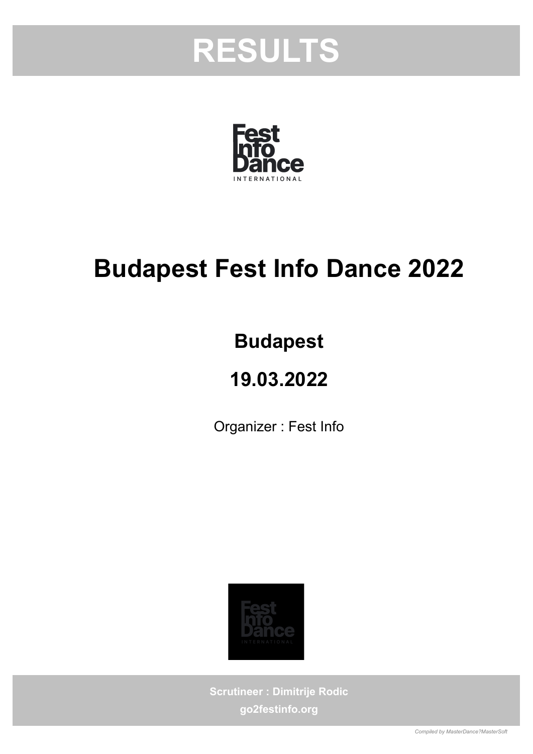# RESULTS

# Budapest Fest Info Dance 2022

## Budapest

## 19.03.2022

Organizer : Fest Info

**Scrutineer : Dimitrije Rodic**

**go2festinfo.org**

*Compiled by MasterDance?MasterSoft*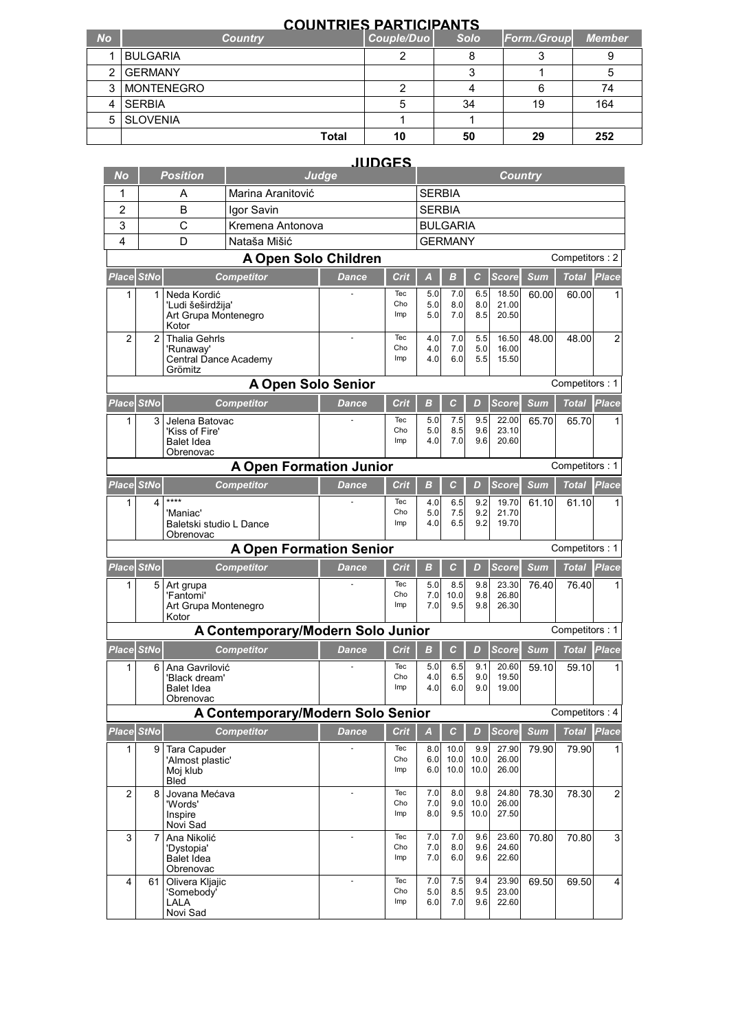## COUNTRIES PARTICIPANTS

| No | Country | Couple/Duo | Solo | Form./Group | Member |
|---|---|---|---|---|---|
| 1 | BULGARIA | 2 | 8 | 3 | 9 |
| 2 | GERMANY | | 3 | 1 | 5 |
| 3 | MONTENEGRO | 2 | 4 | 6 | 74 |
| 4 | SERBIA | 5 | 34 | 19 | 164 |
| 5 | SLOVENIA | 1 | 1 | | |
| | **Total** | 10 | 50 | 29 | 252 |

## JUDGES

| No | Position | Judge | Country |
|---|---|---|---|
| 1 | A | Marina Aranitović | SERBIA |
| 2 | B | Igor Savin | SERBIA |
| 3 | C | Kremena Antonova | BULGARIA |
| 4 | D | Nataša Mišić | GERMANY |

### A Open Solo Children

Competitors : 2

| Place | StNo | Competitor | Dance | Crit | A | B | C | Score | Sum | Total | Place |
|---|---|---|---|---|---|---|---|---|---|---|---|
| 1 | 1 | Neda Kordić<br>'Ludi šeširdžija'<br>Art Grupa Montenegro<br>Kotor | - | Tec<br>Cho<br>Imp | 5.0<br>5.0<br>5.0 | 7.0<br>8.0<br>7.0 | 6.5<br>8.0<br>8.5 | 18.50<br>21.00<br>20.50 | 60.00 | 60.00 | 1 |
| 2 | 2 | Thalia Gehrls<br>'Runaway'<br>Central Dance Academy<br>Grömitz | - | Tec<br>Cho<br>Imp | 4.0<br>4.0<br>4.0 | 7.0<br>7.0<br>6.0 | 5.5<br>5.0<br>5.5 | 16.50<br>16.00<br>15.50 | 48.00 | 48.00 | 2 |

### A Open Solo Senior

Competitors : 1

| Place | StNo | Competitor | Dance | Crit | B | C | D | Score | Sum | Total | Place |
|---|---|---|---|---|---|---|---|---|---|---|---|
| 1 | 3 | Jelena Batovac<br>'Kiss of Fire'<br>Balet Idea<br>Obrenovac | - | Tec<br>Cho<br>Imp | 5.0<br>5.0<br>4.0 | 7.5<br>8.5<br>7.0 | 9.5<br>9.6<br>9.6 | 22.00<br>23.10<br>20.60 | 65.70 | 65.70 | 1 |

### A Open Formation Junior

Competitors : 1

| Place | StNo | Competitor | Dance | Crit | B | C | D | Score | Sum | Total | Place |
|---|---|---|---|---|---|---|---|---|---|---|---|
| 1 | 4 | ****<br>'Maniac'<br>Baletski studio L Dance<br>Obrenovac | - | Tec<br>Cho<br>Imp | 4.0<br>5.0<br>4.0 | 6.5<br>7.5<br>6.5 | 9.2<br>9.2<br>9.2 | 19.70<br>21.70<br>19.70 | 61.10 | 61.10 | 1 |

### A Open Formation Senior

Competitors : 1

| Place | StNo | Competitor | Dance | Crit | B | C | D | Score | Sum | Total | Place |
|---|---|---|---|---|---|---|---|---|---|---|---|
| 1 | 5 | Art grupa<br>'Fantomi'<br>Art Grupa Montenegro<br>Kotor | - | Tec<br>Cho<br>Imp | 5.0<br>7.0<br>7.0 | 8.5<br>10.0<br>9.5 | 9.8<br>9.8<br>9.8 | 23.30<br>26.80<br>26.30 | 76.40 | 76.40 | 1 |

### A Contemporary/Modern Solo Junior

Competitors : 1

| Place | StNo | Competitor | Dance | Crit | B | C | D | Score | Sum | Total | Place |
|---|---|---|---|---|---|---|---|---|---|---|---|
| 1 | 6 | Ana Gavrilović<br>'Black dream'<br>Balet Idea<br>Obrenovac | - | Tec<br>Cho<br>Imp | 5.0<br>4.0<br>4.0 | 6.5<br>6.5<br>6.0 | 9.1<br>9.0<br>9.0 | 20.60<br>19.50<br>19.00 | 59.10 | 59.10 | 1 |

### A Contemporary/Modern Solo Senior

Competitors : 4

| Place | StNo | Competitor | Dance | Crit | A | C | D | Score | Sum | Total | Place |
|---|---|---|---|---|---|---|---|---|---|---|---|
| 1 | 9 | Tara Capuder<br>'Almost plastic'<br>Moj klub<br>Bled | - | Tec<br>Cho<br>Imp | 8.0<br>6.0<br>6.0 | 10.0<br>10.0<br>10.0 | 9.9<br>10.0<br>10.0 | 27.90<br>26.00<br>26.00 | 79.90 | 79.90 | 1 |
| 2 | 8 | Jovana Mećava<br>'Words'<br>Inspire<br>Novi Sad | - | Tec<br>Cho<br>Imp | 7.0<br>7.0<br>8.0 | 8.0<br>9.0<br>9.5 | 9.8<br>10.0<br>10.0 | 24.80<br>26.00<br>27.50 | 78.30 | 78.30 | 2 |
| 3 | 7 | Ana Nikolić<br>'Dystopia'<br>Balet Idea<br>Obrenovac | - | Tec<br>Cho<br>Imp | 7.0<br>7.0<br>7.0 | 7.0<br>8.0<br>6.0 | 9.6<br>9.6<br>9.6 | 23.60<br>24.60<br>22.60 | 70.80 | 70.80 | 3 |
| 4 | 61 | Olivera Kljajic<br>'Somebody'<br>LALA<br>Novi Sad | - | Tec<br>Cho<br>Imp | 7.0<br>5.0<br>6.0 | 7.5<br>8.5<br>7.0 | 9.4<br>9.5<br>9.6 | 23.90<br>23.00<br>22.60 | 69.50 | 69.50 | 4 |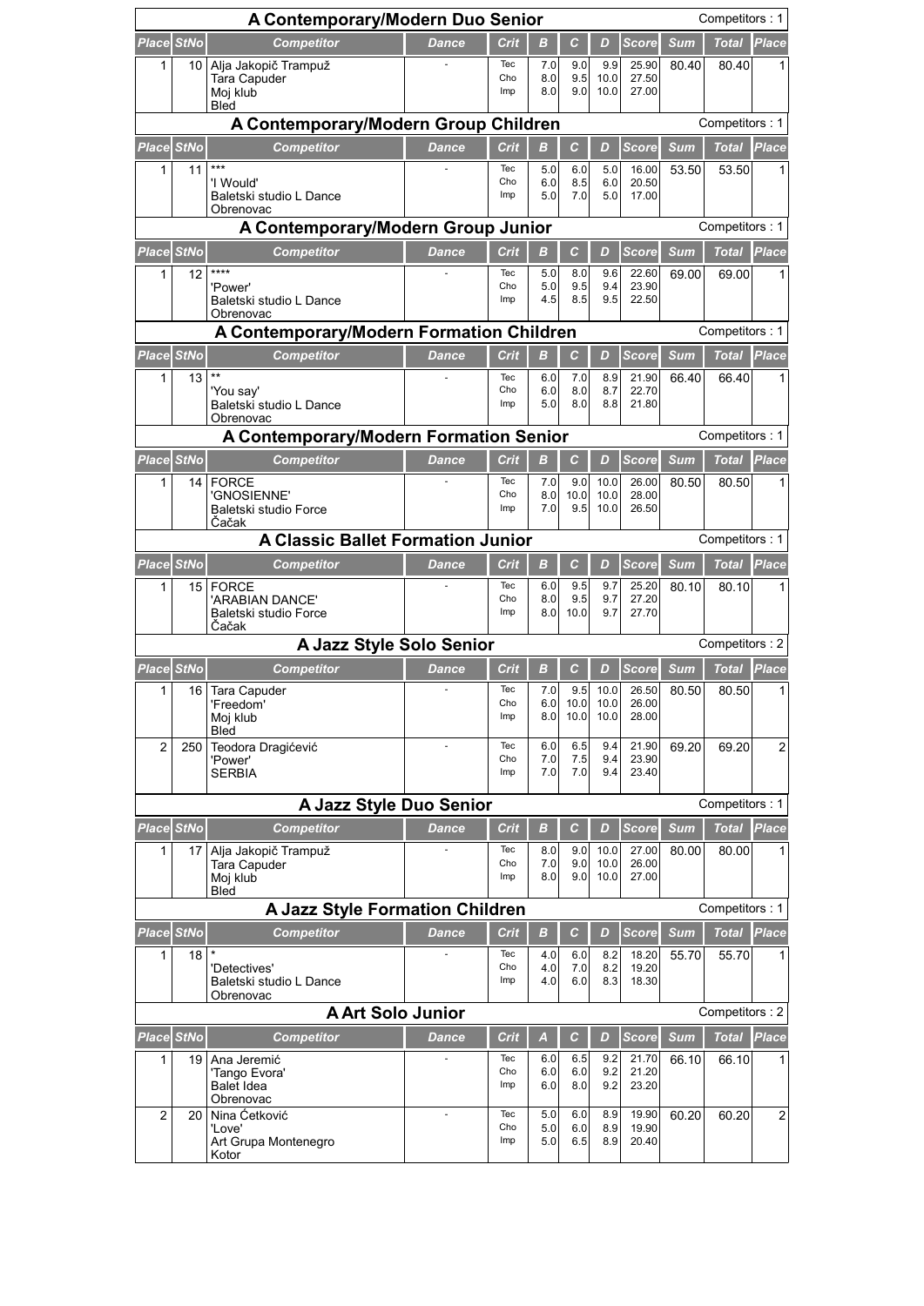## A Contemporary/Modern Duo Senior

Competitors : 1

| Place | StNo | Competitor | Dance | Crit | B | C | D | Score | Sum | Total | Place |
|---|---|---|---|---|---|---|---|---|---|---|---|
| 1 | 10 | Alja Jakopič Trampuž<br>Tara Capuder<br>Moj klub<br>Bled | - | Tec<br>Cho<br>Imp | 7.0<br>8.0<br>8.0 | 9.0<br>9.5<br>9.0 | 9.9<br>10.0<br>10.0 | 25.90<br>27.50<br>27.00 | 80.40 | 80.40 | 1 |

## A Contemporary/Modern Group Children

Competitors : 1

| Place | StNo | Competitor | Dance | Crit | B | C | D | Score | Sum | Total | Place |
|---|---|---|---|---|---|---|---|---|---|---|---|
| 1 | 11 | ***<br>'I Would'<br>Baletski studio L Dance<br>Obrenovac | - | Tec<br>Cho<br>Imp | 5.0<br>6.0<br>5.0 | 6.0<br>8.5<br>7.0 | 5.0<br>6.0<br>5.0 | 16.00<br>20.50<br>17.00 | 53.50 | 53.50 | 1 |

## A Contemporary/Modern Group Junior

Competitors : 1

| Place | StNo | Competitor | Dance | Crit | B | C | D | Score | Sum | Total | Place |
|---|---|---|---|---|---|---|---|---|---|---|---|
| 1 | 12 | ****<br>'Power'<br>Baletski studio L Dance<br>Obrenovac | - | Tec<br>Cho<br>Imp | 5.0<br>5.0<br>4.5 | 8.0<br>9.5<br>8.5 | 9.6<br>9.4<br>9.5 | 22.60<br>23.90<br>22.50 | 69.00 | 69.00 | 1 |

## A Contemporary/Modern Formation Children

Competitors : 1

| Place | StNo | Competitor | Dance | Crit | B | C | D | Score | Sum | Total | Place |
|---|---|---|---|---|---|---|---|---|---|---|---|
| 1 | 13 | **<br>'You say'<br>Baletski studio L Dance<br>Obrenovac | - | Tec<br>Cho<br>Imp | 6.0<br>6.0<br>5.0 | 7.0<br>8.0<br>8.0 | 8.9<br>8.7<br>8.8 | 21.90<br>22.70<br>21.80 | 66.40 | 66.40 | 1 |

## A Contemporary/Modern Formation Senior

Competitors : 1

| Place | StNo | Competitor | Dance | Crit | B | C | D | Score | Sum | Total | Place |
|---|---|---|---|---|---|---|---|---|---|---|---|
| 1 | 14 | FORCE<br>'GNOSIENNE'<br>Baletski studio Force<br>Čačak | - | Tec<br>Cho<br>Imp | 7.0<br>8.0<br>7.0 | 9.0<br>10.0<br>9.5 | 10.0<br>10.0<br>10.0 | 26.00<br>28.00<br>26.50 | 80.50 | 80.50 | 1 |

## A Classic Ballet Formation Junior

Competitors : 1

| Place | StNo | Competitor | Dance | Crit | B | C | D | Score | Sum | Total | Place |
|---|---|---|---|---|---|---|---|---|---|---|---|
| 1 | 15 | FORCE<br>'ARABIAN DANCE'<br>Baletski studio Force<br>Čačak | - | Tec<br>Cho<br>Imp | 6.0<br>8.0<br>8.0 | 9.5<br>9.5<br>10.0 | 9.7<br>9.7<br>9.7 | 25.20<br>27.20<br>27.70 | 80.10 | 80.10 | 1 |

## A Jazz Style Solo Senior

Competitors : 2

| Place | StNo | Competitor | Dance | Crit | B | C | D | Score | Sum | Total | Place |
|---|---|---|---|---|---|---|---|---|---|---|---|
| 1 | 16 | Tara Capuder<br>'Freedom'<br>Moj klub<br>Bled | - | Tec<br>Cho<br>Imp | 7.0<br>6.0<br>8.0 | 9.5<br>10.0<br>10.0 | 10.0<br>10.0<br>10.0 | 26.50<br>26.00<br>28.00 | 80.50 | 80.50 | 1 |
| 2 | 250 | Teodora Dragićević<br>'Power'<br>SERBIA | - | Tec<br>Cho<br>Imp | 6.0<br>7.0<br>7.0 | 6.5<br>7.5<br>7.0 | 9.4<br>9.4<br>9.4 | 21.90<br>23.90<br>23.40 | 69.20 | 69.20 | 2 |

## A Jazz Style Duo Senior

Competitors : 1

| Place | StNo | Competitor | Dance | Crit | B | C | D | Score | Sum | Total | Place |
|---|---|---|---|---|---|---|---|---|---|---|---|
| 1 | 17 | Alja Jakopič Trampuž<br>Tara Capuder<br>Moj klub<br>Bled | - | Tec<br>Cho<br>Imp | 8.0<br>7.0<br>8.0 | 9.0<br>9.0<br>9.0 | 10.0<br>10.0<br>10.0 | 27.00<br>26.00<br>27.00 | 80.00 | 80.00 | 1 |

## A Jazz Style Formation Children

Competitors : 1

| Place | StNo | Competitor | Dance | Crit | B | C | D | Score | Sum | Total | Place |
|---|---|---|---|---|---|---|---|---|---|---|---|
| 1 | 18 | *<br>'Detectives'<br>Baletski studio L Dance<br>Obrenovac | - | Tec<br>Cho<br>Imp | 4.0<br>4.0<br>4.0 | 6.0<br>7.0<br>6.0 | 8.2<br>8.2<br>8.3 | 18.20<br>19.20<br>18.30 | 55.70 | 55.70 | 1 |

## A Art Solo Junior

Competitors : 2

| Place | StNo | Competitor | Dance | Crit | A | C | D | Score | Sum | Total | Place |
|---|---|---|---|---|---|---|---|---|---|---|---|
| 1 | 19 | Ana Jeremić<br>'Tango Evora'<br>Balet Idea<br>Obrenovac | - | Tec<br>Cho<br>Imp | 6.0<br>6.0<br>6.0 | 6.5<br>6.0<br>8.0 | 9.2<br>9.2<br>9.2 | 21.70<br>21.20<br>23.20 | 66.10 | 66.10 | 1 |
| 2 | 20 | Nina Četković<br>'Love'<br>Art Grupa Montenegro<br>Kotor | - | Tec<br>Cho<br>Imp | 5.0<br>5.0<br>5.0 | 6.0<br>6.0<br>6.5 | 8.9<br>8.9<br>8.9 | 19.90<br>19.90<br>20.40 | 60.20 | 60.20 | 2 |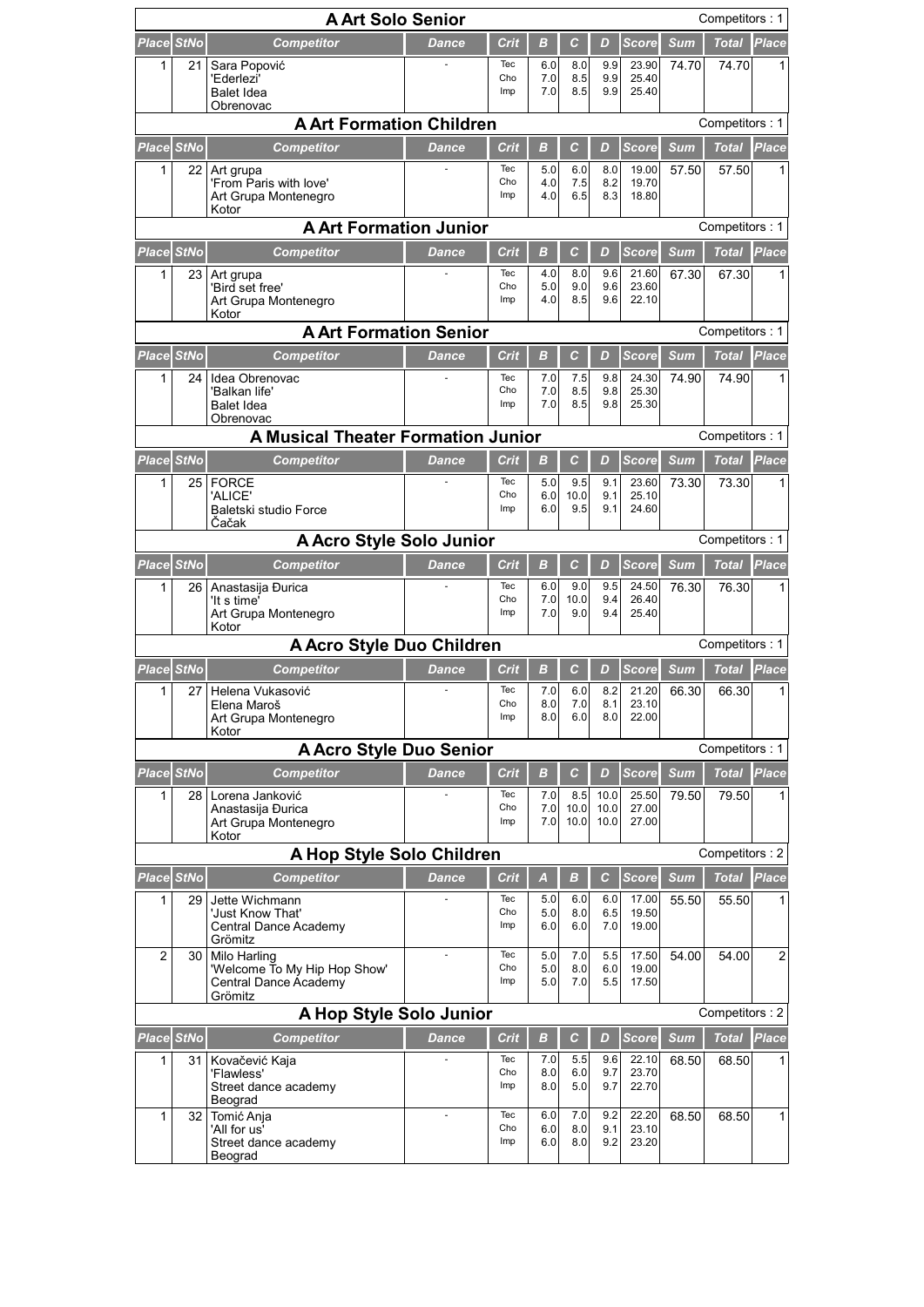## A Art Solo Senior

Competitors : 1

| Place | StNo | Competitor | Dance | Crit | B | C | D | Score | Sum | Total | Place |
|---|---|---|---|---|---|---|---|---|---|---|---|
| 1 | 21 | Sara Popović<br>'Ederlezi'<br>Balet Idea<br>Obrenovac | - | Tec<br>Cho<br>Imp | 6.0<br>7.0<br>7.0 | 8.0<br>8.5<br>8.5 | 9.9<br>9.9<br>9.9 | 23.90<br>25.40<br>25.40 | 74.70 | 74.70 | 1 |

## A Art Formation Children

Competitors : 1

| Place | StNo | Competitor | Dance | Crit | B | C | D | Score | Sum | Total | Place |
|---|---|---|---|---|---|---|---|---|---|---|---|
| 1 | 22 | Art grupa<br>'From Paris with love'<br>Art Grupa Montenegro<br>Kotor | - | Tec<br>Cho<br>Imp | 5.0<br>4.0<br>4.0 | 6.0<br>7.5<br>6.5 | 8.0<br>8.2<br>8.3 | 19.00<br>19.70<br>18.80 | 57.50 | 57.50 | 1 |

## A Art Formation Junior

Competitors : 1

| Place | StNo | Competitor | Dance | Crit | B | C | D | Score | Sum | Total | Place |
|---|---|---|---|---|---|---|---|---|---|---|---|
| 1 | 23 | Art grupa<br>'Bird set free'<br>Art Grupa Montenegro<br>Kotor | - | Tec<br>Cho<br>Imp | 4.0<br>5.0<br>4.0 | 8.0<br>9.0<br>8.5 | 9.6<br>9.6<br>9.6 | 21.60<br>23.60<br>22.10 | 67.30 | 67.30 | 1 |

## A Art Formation Senior

Competitors : 1

| Place | StNo | Competitor | Dance | Crit | B | C | D | Score | Sum | Total | Place |
|---|---|---|---|---|---|---|---|---|---|---|---|
| 1 | 24 | Idea Obrenovac<br>'Balkan life'<br>Balet Idea<br>Obrenovac | - | Tec<br>Cho<br>Imp | 7.0<br>7.0<br>7.0 | 7.5<br>8.5<br>8.5 | 9.8<br>9.8<br>9.8 | 24.30<br>25.30<br>25.30 | 74.90 | 74.90 | 1 |

## A Musical Theater Formation Junior

Competitors : 1

| Place | StNo | Competitor | Dance | Crit | B | C | D | Score | Sum | Total | Place |
|---|---|---|---|---|---|---|---|---|---|---|---|
| 1 | 25 | FORCE<br>'ALICE'<br>Baletski studio Force<br>Čačak | - | Tec<br>Cho<br>Imp | 5.0<br>6.0<br>6.0 | 9.5<br>10.0<br>9.5 | 9.1<br>9.1<br>9.1 | 23.60<br>25.10<br>24.60 | 73.30 | 73.30 | 1 |

## A Acro Style Solo Junior

Competitors : 1

| Place | StNo | Competitor | Dance | Crit | B | C | D | Score | Sum | Total | Place |
|---|---|---|---|---|---|---|---|---|---|---|---|
| 1 | 26 | Anastasija Đurica<br>'It s time'<br>Art Grupa Montenegro<br>Kotor | - | Tec<br>Cho<br>Imp | 6.0<br>7.0<br>7.0 | 9.0<br>10.0<br>9.0 | 9.5<br>9.4<br>9.4 | 24.50<br>26.40<br>25.40 | 76.30 | 76.30 | 1 |

## A Acro Style Duo Children

Competitors : 1

| Place | StNo | Competitor | Dance | Crit | B | C | D | Score | Sum | Total | Place |
|---|---|---|---|---|---|---|---|---|---|---|---|
| 1 | 27 | Helena Vukasović<br>Elena Maroš<br>Art Grupa Montenegro<br>Kotor | - | Tec<br>Cho<br>Imp | 7.0<br>8.0<br>8.0 | 6.0<br>7.0<br>6.0 | 8.2<br>8.1<br>8.0 | 21.20<br>23.10<br>22.00 | 66.30 | 66.30 | 1 |

## A Acro Style Duo Senior

Competitors : 1

| Place | StNo | Competitor | Dance | Crit | B | C | D | Score | Sum | Total | Place |
|---|---|---|---|---|---|---|---|---|---|---|---|
| 1 | 28 | Lorena Janković<br>Anastasija Đurica<br>Art Grupa Montenegro<br>Kotor | - | Tec<br>Cho<br>Imp | 7.0<br>7.0<br>7.0 | 8.5<br>10.0<br>10.0 | 10.0<br>10.0<br>10.0 | 25.50<br>27.00<br>27.00 | 79.50 | 79.50 | 1 |

## A Hop Style Solo Children

Competitors : 2

| Place | StNo | Competitor | Dance | Crit | A | B | C | Score | Sum | Total | Place |
|---|---|---|---|---|---|---|---|---|---|---|---|
| 1 | 29 | Jette Wichmann<br>'Just Know That'<br>Central Dance Academy<br>Grömitz | - | Tec<br>Cho<br>Imp | 5.0<br>5.0<br>6.0 | 6.0<br>8.0<br>6.0 | 6.0<br>6.5<br>7.0 | 17.00<br>19.50<br>19.00 | 55.50 | 55.50 | 1 |
| 2 | 30 | Milo Harling<br>'Welcome To My Hip Hop Show'<br>Central Dance Academy<br>Grömitz | - | Tec<br>Cho<br>Imp | 5.0<br>5.0<br>5.0 | 7.0<br>8.0<br>7.0 | 5.5<br>6.0<br>5.5 | 17.50<br>19.00<br>17.50 | 54.00 | 54.00 | 2 |

## A Hop Style Solo Junior

Competitors : 2

| Place | StNo | Competitor | Dance | Crit | B | C | D | Score | Sum | Total | Place |
|---|---|---|---|---|---|---|---|---|---|---|---|
| 1 | 31 | Kovačević Kaja<br>'Flawless'<br>Street dance academy<br>Beograd | - | Tec<br>Cho<br>Imp | 7.0<br>8.0<br>8.0 | 5.5<br>6.0<br>5.0 | 9.6<br>9.7<br>9.7 | 22.10<br>23.70<br>22.70 | 68.50 | 68.50 | 1 |
| 1 | 32 | Tomić Anja<br>'All for us'<br>Street dance academy<br>Beograd | - | Tec<br>Cho<br>Imp | 6.0<br>6.0<br>6.0 | 7.0<br>8.0<br>8.0 | 9.2<br>9.1<br>9.2 | 22.20<br>23.10<br>23.20 | 68.50 | 68.50 | 1 |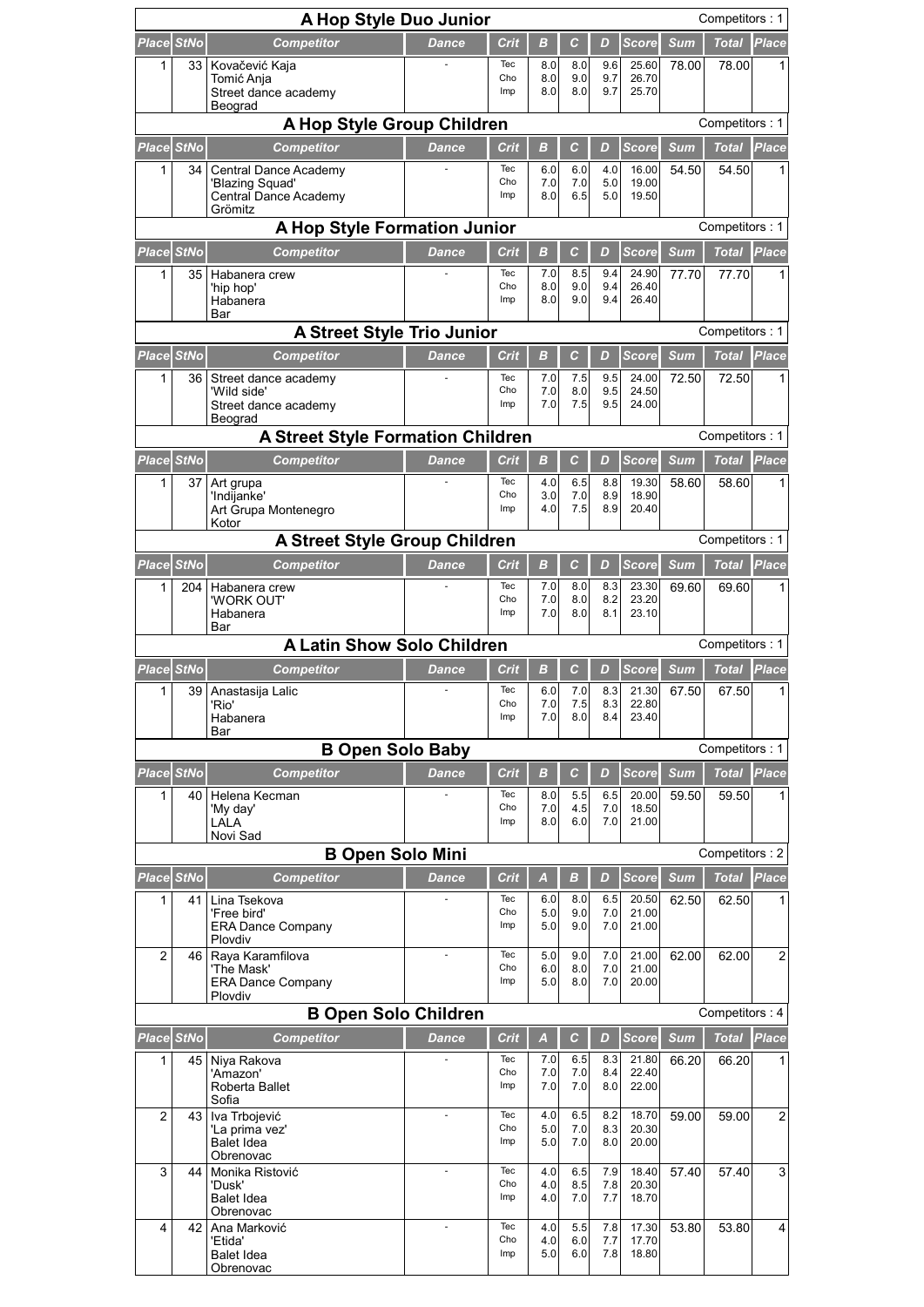## A Hop Style Duo Junior

Competitors : 1

| Place | StNo | Competitor | Dance | Crit | B | C | D | Score | Sum | Total | Place |
|---|---|---|---|---|---|---|---|---|---|---|---|
| 1 | 33 | Kovačević Kaja<br>Tomić Anja<br>Street dance academy<br>Beograd | - | Tec<br>Cho<br>Imp | 8.0<br>8.0<br>8.0 | 8.0<br>9.0<br>8.0 | 9.6<br>9.7<br>9.7 | 25.60<br>26.70<br>25.70 | 78.00 | 78.00 | 1 |

## A Hop Style Group Children

Competitors : 1

| Place | StNo | Competitor | Dance | Crit | B | C | D | Score | Sum | Total | Place |
|---|---|---|---|---|---|---|---|---|---|---|---|
| 1 | 34 | Central Dance Academy<br>'Blazing Squad'<br>Central Dance Academy<br>Grömitz | - | Tec<br>Cho<br>Imp | 6.0<br>7.0<br>8.0 | 6.0<br>7.0<br>6.5 | 4.0<br>5.0<br>5.0 | 16.00<br>19.00<br>19.50 | 54.50 | 54.50 | 1 |

## A Hop Style Formation Junior

Competitors : 1

| Place | StNo | Competitor | Dance | Crit | B | C | D | Score | Sum | Total | Place |
|---|---|---|---|---|---|---|---|---|---|---|---|
| 1 | 35 | Habanera crew<br>'hip hop'<br>Habanera<br>Bar | - | Tec<br>Cho<br>Imp | 7.0<br>8.0<br>8.0 | 8.5<br>9.0<br>9.0 | 9.4<br>9.4<br>9.4 | 24.90<br>26.40<br>26.40 | 77.70 | 77.70 | 1 |

## A Street Style Trio Junior

Competitors : 1

| Place | StNo | Competitor | Dance | Crit | B | C | D | Score | Sum | Total | Place |
|---|---|---|---|---|---|---|---|---|---|---|---|
| 1 | 36 | Street dance academy<br>'Wild side'<br>Street dance academy<br>Beograd | - | Tec<br>Cho<br>Imp | 7.0<br>7.0<br>7.0 | 7.5<br>8.0<br>7.5 | 9.5<br>9.5<br>9.5 | 24.00<br>24.50<br>24.00 | 72.50 | 72.50 | 1 |

## A Street Style Formation Children

Competitors : 1

| Place | StNo | Competitor | Dance | Crit | B | C | D | Score | Sum | Total | Place |
|---|---|---|---|---|---|---|---|---|---|---|---|
| 1 | 37 | Art grupa<br>'Indijanke'<br>Art Grupa Montenegro<br>Kotor | - | Tec<br>Cho<br>Imp | 4.0<br>3.0<br>4.0 | 6.5<br>7.0<br>7.5 | 8.8<br>8.9<br>8.9 | 19.30<br>18.90<br>20.40 | 58.60 | 58.60 | 1 |

## A Street Style Group Children

Competitors : 1

| Place | StNo | Competitor | Dance | Crit | B | C | D | Score | Sum | Total | Place |
|---|---|---|---|---|---|---|---|---|---|---|---|
| 1 | 204 | Habanera crew<br>'WORK OUT'<br>Habanera<br>Bar | - | Tec<br>Cho<br>Imp | 7.0<br>7.0<br>7.0 | 8.0<br>8.0<br>8.0 | 8.3<br>8.2<br>8.1 | 23.30<br>23.20<br>23.10 | 69.60 | 69.60 | 1 |

## A Latin Show Solo Children

Competitors : 1

| Place | StNo | Competitor | Dance | Crit | B | C | D | Score | Sum | Total | Place |
|---|---|---|---|---|---|---|---|---|---|---|---|
| 1 | 39 | Anastasija Lalic<br>'Rio'<br>Habanera<br>Bar | - | Tec<br>Cho<br>Imp | 6.0<br>7.0<br>7.0 | 7.0<br>7.5<br>8.0 | 8.3<br>8.3<br>8.4 | 21.30<br>22.80<br>23.40 | 67.50 | 67.50 | 1 |

## B Open Solo Baby

Competitors : 1

| Place | StNo | Competitor | Dance | Crit | B | C | D | Score | Sum | Total | Place |
|---|---|---|---|---|---|---|---|---|---|---|---|
| 1 | 40 | Helena Kecman<br>'My day'<br>LALA<br>Novi Sad | - | Tec<br>Cho<br>Imp | 8.0<br>7.0<br>8.0 | 5.5<br>4.5<br>6.0 | 6.5<br>7.0<br>7.0 | 20.00<br>18.50<br>21.00 | 59.50 | 59.50 | 1 |

## B Open Solo Mini

Competitors : 2

| Place | StNo | Competitor | Dance | Crit | A | B | D | Score | Sum | Total | Place |
|---|---|---|---|---|---|---|---|---|---|---|---|
| 1 | 41 | Lina Tsekova<br>'Free bird'<br>ERA Dance Company<br>Plovdiv | - | Tec<br>Cho<br>Imp | 6.0<br>5.0<br>5.0 | 8.0<br>9.0<br>9.0 | 6.5<br>7.0<br>7.0 | 20.50<br>21.00<br>21.00 | 62.50 | 62.50 | 1 |
| 2 | 46 | Raya Karamfilova<br>'The Mask'<br>ERA Dance Company<br>Plovdiv | - | Tec<br>Cho<br>Imp | 5.0<br>6.0<br>5.0 | 9.0<br>8.0<br>8.0 | 7.0<br>7.0<br>7.0 | 21.00<br>21.00<br>20.00 | 62.00 | 62.00 | 2 |

## B Open Solo Children

Competitors : 4

| Place | StNo | Competitor | Dance | Crit | A | C | D | Score | Sum | Total | Place |
|---|---|---|---|---|---|---|---|---|---|---|---|
| 1 | 45 | Niya Rakova<br>'Amazon'<br>Roberta Ballet<br>Sofia | - | Tec<br>Cho<br>Imp | 7.0<br>7.0<br>7.0 | 6.5<br>7.0<br>7.0 | 8.3<br>8.4<br>8.0 | 21.80<br>22.40<br>22.00 | 66.20 | 66.20 | 1 |
| 2 | 43 | Iva Trbojević<br>'La prima vez'<br>Balet Idea<br>Obrenovac | - | Tec<br>Cho<br>Imp | 4.0<br>5.0<br>5.0 | 6.5<br>7.0<br>7.0 | 8.2<br>8.3<br>8.0 | 18.70<br>20.30<br>20.00 | 59.00 | 59.00 | 2 |
| 3 | 44 | Monika Ristović<br>'Dusk'<br>Balet Idea<br>Obrenovac | - | Tec<br>Cho<br>Imp | 4.0<br>4.0<br>4.0 | 6.5<br>8.5<br>7.0 | 7.9<br>7.8<br>7.7 | 18.40<br>20.30<br>18.70 | 57.40 | 57.40 | 3 |
| 4 | 42 | Ana Marković<br>'Etida'<br>Balet Idea<br>Obrenovac | - | Tec<br>Cho<br>Imp | 4.0<br>4.0<br>5.0 | 5.5<br>6.0<br>6.0 | 7.8<br>7.7<br>7.8 | 17.30<br>17.70<br>18.80 | 53.80 | 53.80 | 4 |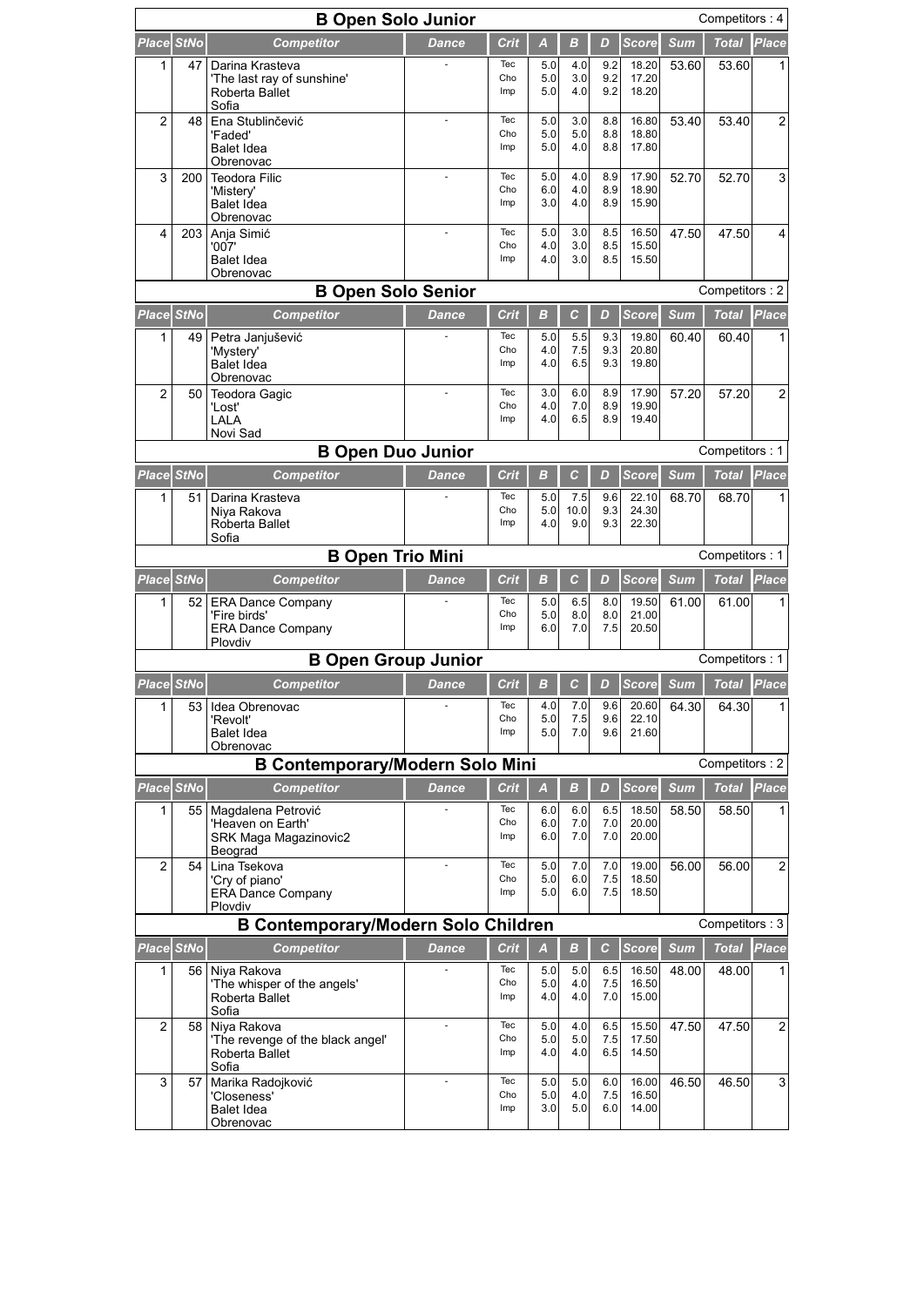## B Open Solo Junior

Competitors : 4

| Place | StNo | Competitor | Dance | Crit | A | B | D | Score | Sum | Total | Place |
|---|---|---|---|---|---|---|---|---|---|---|---|
| 1 | 47 | Darina Krasteva<br>'The last ray of sunshine'<br>Roberta Ballet<br>Sofia | - | Tec<br>Cho<br>Imp | 5.0<br>5.0<br>5.0 | 4.0<br>3.0<br>4.0 | 9.2<br>9.2<br>9.2 | 18.20<br>17.20<br>18.20 | 53.60 | 53.60 | 1 |
| 2 | 48 | Ena Stublinčević<br>'Faded'<br>Balet Idea<br>Obrenovac | - | Tec<br>Cho<br>Imp | 5.0<br>5.0<br>5.0 | 3.0<br>5.0<br>4.0 | 8.8<br>8.8<br>8.8 | 16.80<br>18.80<br>17.80 | 53.40 | 53.40 | 2 |
| 3 | 200 | Teodora Filic<br>'Mistery'<br>Balet Idea<br>Obrenovac | - | Tec<br>Cho<br>Imp | 5.0<br>6.0<br>3.0 | 4.0<br>4.0<br>4.0 | 8.9<br>8.9<br>8.9 | 17.90<br>18.90<br>15.90 | 52.70 | 52.70 | 3 |
| 4 | 203 | Anja Simić<br>'007'<br>Balet Idea<br>Obrenovac | - | Tec<br>Cho<br>Imp | 5.0<br>4.0<br>4.0 | 3.0<br>3.0<br>3.0 | 8.5<br>8.5<br>8.5 | 16.50<br>15.50<br>15.50 | 47.50 | 47.50 | 4 |

## B Open Solo Senior

Competitors : 2

| Place | StNo | Competitor | Dance | Crit | B | C | D | Score | Sum | Total | Place |
|---|---|---|---|---|---|---|---|---|---|---|---|
| 1 | 49 | Petra Janjušević<br>'Mystery'<br>Balet Idea<br>Obrenovac | - | Tec<br>Cho<br>Imp | 5.0<br>4.0<br>4.0 | 5.5<br>7.5<br>6.5 | 9.3<br>9.3<br>9.3 | 19.80<br>20.80<br>19.80 | 60.40 | 60.40 | 1 |
| 2 | 50 | Teodora Gagic<br>'Lost'<br>LALA<br>Novi Sad | - | Tec<br>Cho<br>Imp | 3.0<br>4.0<br>4.0 | 6.0<br>7.0<br>6.5 | 8.9<br>8.9<br>8.9 | 17.90<br>19.90<br>19.40 | 57.20 | 57.20 | 2 |

## B Open Duo Junior

Competitors : 1

| Place | StNo | Competitor | Dance | Crit | B | C | D | Score | Sum | Total | Place |
|---|---|---|---|---|---|---|---|---|---|---|---|
| 1 | 51 | Darina Krasteva<br>Niya Rakova<br>Roberta Ballet<br>Sofia | - | Tec<br>Cho<br>Imp | 5.0<br>5.0<br>4.0 | 7.5<br>10.0<br>9.0 | 9.6<br>9.3<br>9.3 | 22.10<br>24.30<br>22.30 | 68.70 | 68.70 | 1 |

## B Open Trio Mini

Competitors : 1

| Place | StNo | Competitor | Dance | Crit | B | C | D | Score | Sum | Total | Place |
|---|---|---|---|---|---|---|---|---|---|---|---|
| 1 | 52 | ERA Dance Company<br>'Fire birds'<br>ERA Dance Company<br>Plovdiv | - | Tec<br>Cho<br>Imp | 5.0<br>5.0<br>6.0 | 6.5<br>8.0<br>7.0 | 8.0<br>8.0<br>7.5 | 19.50<br>21.00<br>20.50 | 61.00 | 61.00 | 1 |

## B Open Group Junior

Competitors : 1

| Place | StNo | Competitor | Dance | Crit | B | C | D | Score | Sum | Total | Place |
|---|---|---|---|---|---|---|---|---|---|---|---|
| 1 | 53 | Idea Obrenovac<br>'Revolt'<br>Balet Idea<br>Obrenovac | - | Tec<br>Cho<br>Imp | 4.0<br>5.0<br>5.0 | 7.0<br>7.5<br>7.0 | 9.6<br>9.6<br>9.6 | 20.60<br>22.10<br>21.60 | 64.30 | 64.30 | 1 |

## B Contemporary/Modern Solo Mini

Competitors : 2

| Place | StNo | Competitor | Dance | Crit | A | B | D | Score | Sum | Total | Place |
|---|---|---|---|---|---|---|---|---|---|---|---|
| 1 | 55 | Magdalena Petrović<br>'Heaven on Earth'<br>SRK Maga Magazinovic2<br>Beograd | - | Tec<br>Cho<br>Imp | 6.0<br>6.0<br>6.0 | 6.0<br>7.0<br>7.0 | 6.5<br>7.0<br>7.0 | 18.50<br>20.00<br>20.00 | 58.50 | 58.50 | 1 |
| 2 | 54 | Lina Tsekova<br>'Cry of piano'<br>ERA Dance Company<br>Plovdiv | - | Tec<br>Cho<br>Imp | 5.0<br>5.0<br>5.0 | 7.0<br>6.0<br>6.0 | 7.0<br>7.5<br>7.5 | 19.00<br>18.50<br>18.50 | 56.00 | 56.00 | 2 |

## B Contemporary/Modern Solo Children

Competitors : 3

| Place | StNo | Competitor | Dance | Crit | A | B | C | Score | Sum | Total | Place |
|---|---|---|---|---|---|---|---|---|---|---|---|
| 1 | 56 | Niya Rakova<br>'The whisper of the angels'<br>Roberta Ballet<br>Sofia | - | Tec<br>Cho<br>Imp | 5.0<br>5.0<br>4.0 | 5.0<br>4.0<br>4.0 | 6.5<br>7.5<br>7.0 | 16.50<br>16.50<br>15.00 | 48.00 | 48.00 | 1 |
| 2 | 58 | Niya Rakova<br>'The revenge of the black angel'<br>Roberta Ballet<br>Sofia | - | Tec<br>Cho<br>Imp | 5.0<br>5.0<br>4.0 | 4.0<br>5.0<br>4.0 | 6.5<br>7.5<br>6.5 | 15.50<br>17.50<br>14.50 | 47.50 | 47.50 | 2 |
| 3 | 57 | Marika Radojković<br>'Closeness'<br>Balet Idea<br>Obrenovac | - | Tec<br>Cho<br>Imp | 5.0<br>5.0<br>3.0 | 5.0<br>4.0<br>5.0 | 6.0<br>7.5<br>6.0 | 16.00<br>16.50<br>14.00 | 46.50 | 46.50 | 3 |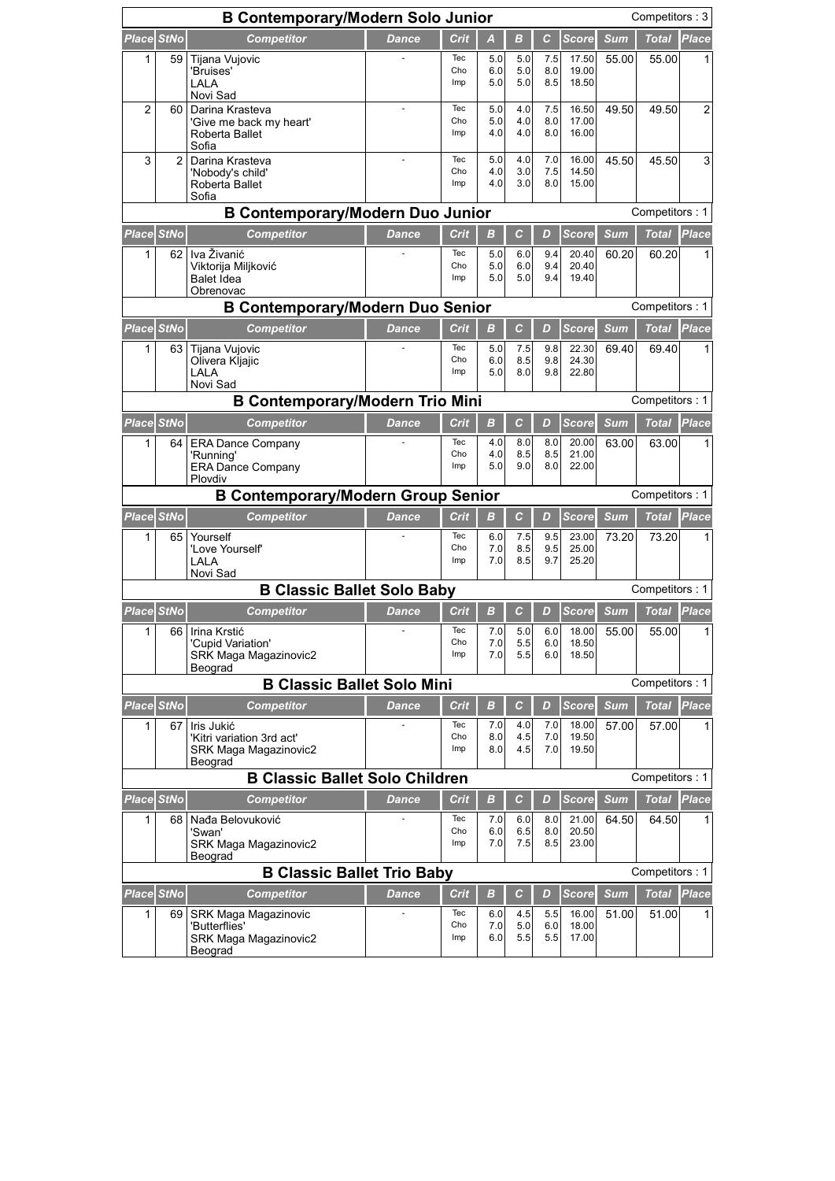## B Contemporary/Modern Solo Junior

Competitors : 3

| Place | StNo | Competitor | Dance | Crit | A | B | C | Score | Sum | Total | Place |
|---|---|---|---|---|---|---|---|---|---|---|---|
| 1 | 59 | Tijana Vujovic<br>'Bruises'<br>LALA<br>Novi Sad | - | Tec<br>Cho<br>Imp | 5.0<br>6.0<br>5.0 | 5.0<br>5.0<br>5.0 | 7.5<br>8.0<br>8.5 | 17.50<br>19.00<br>18.50 | 55.00 | 55.00 | 1 |
| 2 | 60 | Darina Krasteva<br>'Give me back my heart'<br>Roberta Ballet<br>Sofia | - | Tec<br>Cho<br>Imp | 5.0<br>5.0<br>4.0 | 4.0<br>4.0<br>4.0 | 7.5<br>8.0<br>8.0 | 16.50<br>17.00<br>16.00 | 49.50 | 49.50 | 2 |
| 3 | 2 | Darina Krasteva<br>'Nobody's child'<br>Roberta Ballet<br>Sofia | - | Tec<br>Cho<br>Imp | 5.0<br>4.0<br>4.0 | 4.0<br>3.0<br>3.0 | 7.0<br>7.5<br>8.0 | 16.00<br>14.50<br>15.00 | 45.50 | 45.50 | 3 |

## B Contemporary/Modern Duo Junior

Competitors : 1

| Place | StNo | Competitor | Dance | Crit | B | C | D | Score | Sum | Total | Place |
|---|---|---|---|---|---|---|---|---|---|---|---|
| 1 | 62 | Iva Živanić<br>Viktorija Miljković<br>Balet Idea<br>Obrenovac | - | Tec<br>Cho<br>Imp | 5.0<br>5.0<br>5.0 | 6.0<br>6.0<br>5.0 | 9.4<br>9.4<br>9.4 | 20.40<br>20.40<br>19.40 | 60.20 | 60.20 | 1 |

## B Contemporary/Modern Duo Senior

Competitors : 1

| Place | StNo | Competitor | Dance | Crit | B | C | D | Score | Sum | Total | Place |
|---|---|---|---|---|---|---|---|---|---|---|---|
| 1 | 63 | Tijana Vujovic<br>Olivera Kljajic<br>LALA<br>Novi Sad | - | Tec<br>Cho<br>Imp | 5.0<br>6.0<br>5.0 | 7.5<br>8.5<br>8.0 | 9.8<br>9.8<br>9.8 | 22.30<br>24.30<br>22.80 | 69.40 | 69.40 | 1 |

## B Contemporary/Modern Trio Mini

Competitors : 1

| Place | StNo | Competitor | Dance | Crit | B | C | D | Score | Sum | Total | Place |
|---|---|---|---|---|---|---|---|---|---|---|---|
| 1 | 64 | ERA Dance Company<br>'Running'<br>ERA Dance Company<br>Plovdiv | - | Tec<br>Cho<br>Imp | 4.0<br>4.0<br>5.0 | 8.0<br>8.5<br>9.0 | 8.0<br>8.5<br>8.0 | 20.00<br>21.00<br>22.00 | 63.00 | 63.00 | 1 |

## B Contemporary/Modern Group Senior

Competitors : 1

| Place | StNo | Competitor | Dance | Crit | B | C | D | Score | Sum | Total | Place |
|---|---|---|---|---|---|---|---|---|---|---|---|
| 1 | 65 | Yourself<br>'Love Yourself'<br>LALA<br>Novi Sad | - | Tec<br>Cho<br>Imp | 6.0<br>7.0<br>7.0 | 7.5<br>8.5<br>8.5 | 9.5<br>9.5<br>9.7 | 23.00<br>25.00<br>25.20 | 73.20 | 73.20 | 1 |

## B Classic Ballet Solo Baby

Competitors : 1

| Place | StNo | Competitor | Dance | Crit | B | C | D | Score | Sum | Total | Place |
|---|---|---|---|---|---|---|---|---|---|---|---|
| 1 | 66 | Irina Krstić<br>'Cupid Variation'<br>SRK Maga Magazinovic2<br>Beograd | - | Tec<br>Cho<br>Imp | 7.0<br>7.0<br>7.0 | 5.0<br>5.5<br>5.5 | 6.0<br>6.0<br>6.0 | 18.00<br>18.50<br>18.50 | 55.00 | 55.00 | 1 |

## B Classic Ballet Solo Mini

Competitors : 1

| Place | StNo | Competitor | Dance | Crit | B | C | D | Score | Sum | Total | Place |
|---|---|---|---|---|---|---|---|---|---|---|---|
| 1 | 67 | Iris Jukić<br>'Kitri variation 3rd act'<br>SRK Maga Magazinovic2<br>Beograd | - | Tec<br>Cho<br>Imp | 7.0<br>8.0<br>8.0 | 4.0<br>4.5<br>4.5 | 7.0<br>7.0<br>7.0 | 18.00<br>19.50<br>19.50 | 57.00 | 57.00 | 1 |

## B Classic Ballet Solo Children

Competitors : 1

| Place | StNo | Competitor | Dance | Crit | B | C | D | Score | Sum | Total | Place |
|---|---|---|---|---|---|---|---|---|---|---|---|
| 1 | 68 | Nađa Belovuković<br>'Swan'<br>SRK Maga Magazinovic2<br>Beograd | - | Tec<br>Cho<br>Imp | 7.0<br>6.0<br>7.0 | 6.0<br>6.5<br>7.5 | 8.0<br>8.0<br>8.5 | 21.00<br>20.50<br>23.00 | 64.50 | 64.50 | 1 |

## B Classic Ballet Trio Baby

Competitors : 1

| Place | StNo | Competitor | Dance | Crit | B | C | D | Score | Sum | Total | Place |
|---|---|---|---|---|---|---|---|---|---|---|---|
| 1 | 69 | SRK Maga Magazinovic<br>'Butterflies'<br>SRK Maga Magazinovic2<br>Beograd | - | Tec<br>Cho<br>Imp | 6.0<br>7.0<br>6.0 | 4.5<br>5.0<br>5.5 | 5.5<br>6.0<br>5.5 | 16.00<br>18.00<br>17.00 | 51.00 | 51.00 | 1 |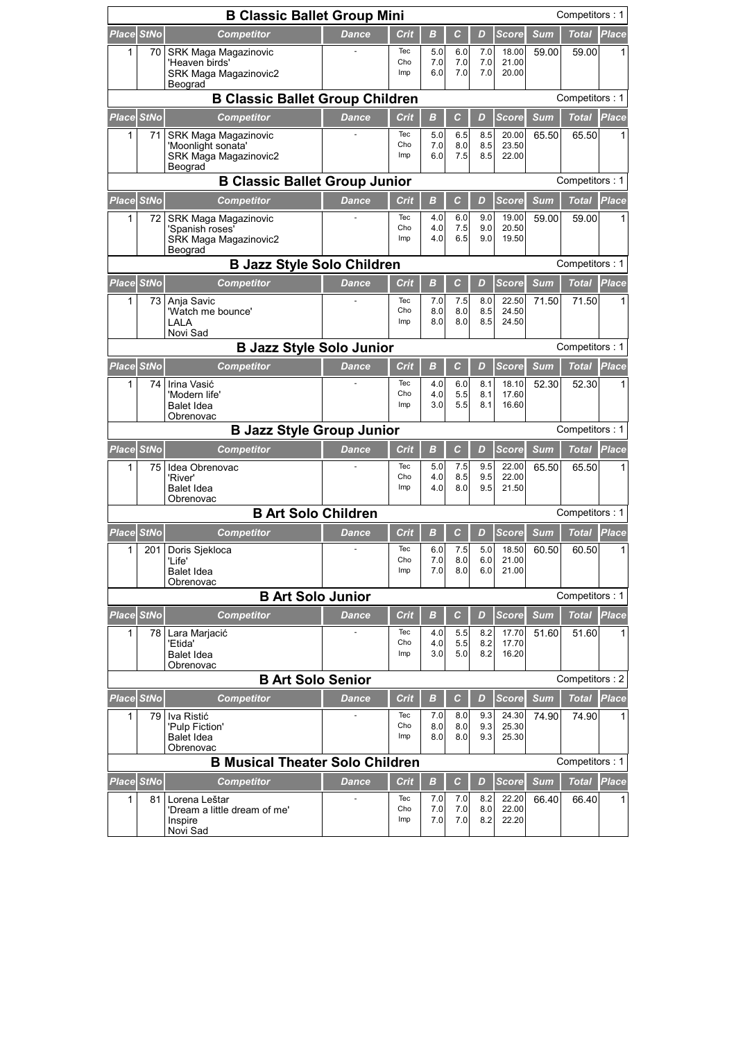## B Classic Ballet Group Mini

Competitors : 1

| Place | StNo | Competitor | Dance | Crit | B | C | D | Score | Sum | Total | Place |
|---|---|---|---|---|---|---|---|---|---|---|---|
| 1 | 70 | SRK Maga Magazinovic<br>'Heaven birds'<br>SRK Maga Magazinovic2<br>Beograd | - | Tec<br>Cho<br>Imp | 5.0<br>7.0<br>6.0 | 6.0<br>7.0<br>7.0 | 7.0<br>7.0<br>7.0 | 18.00<br>21.00<br>20.00 | 59.00 | 59.00 | 1 |

## B Classic Ballet Group Children

Competitors : 1

| Place | StNo | Competitor | Dance | Crit | B | C | D | Score | Sum | Total | Place |
|---|---|---|---|---|---|---|---|---|---|---|---|
| 1 | 71 | SRK Maga Magazinovic<br>'Moonlight sonata'<br>SRK Maga Magazinovic2<br>Beograd | - | Tec<br>Cho<br>Imp | 5.0<br>7.0<br>6.0 | 6.5<br>8.0<br>7.5 | 8.5<br>8.5<br>8.5 | 20.00<br>23.50<br>22.00 | 65.50 | 65.50 | 1 |

## B Classic Ballet Group Junior

Competitors : 1

| Place | StNo | Competitor | Dance | Crit | B | C | D | Score | Sum | Total | Place |
|---|---|---|---|---|---|---|---|---|---|---|---|
| 1 | 72 | SRK Maga Magazinovic<br>'Spanish roses'<br>SRK Maga Magazinovic2<br>Beograd | - | Tec<br>Cho<br>Imp | 4.0<br>4.0<br>4.0 | 6.0<br>7.5<br>6.5 | 9.0<br>9.0<br>9.0 | 19.00<br>20.50<br>19.50 | 59.00 | 59.00 | 1 |

## B Jazz Style Solo Children

Competitors : 1

| Place | StNo | Competitor | Dance | Crit | B | C | D | Score | Sum | Total | Place |
|---|---|---|---|---|---|---|---|---|---|---|---|
| 1 | 73 | Anja Savic<br>'Watch me bounce'<br>LALA<br>Novi Sad | - | Tec<br>Cho<br>Imp | 7.0<br>8.0<br>8.0 | 7.5<br>8.0<br>8.0 | 8.0<br>8.5<br>8.5 | 22.50<br>24.50<br>24.50 | 71.50 | 71.50 | 1 |

## B Jazz Style Solo Junior

Competitors : 1

| Place | StNo | Competitor | Dance | Crit | B | C | D | Score | Sum | Total | Place |
|---|---|---|---|---|---|---|---|---|---|---|---|
| 1 | 74 | Irina Vasić<br>'Modern life'<br>Balet Idea<br>Obrenovac | - | Tec<br>Cho<br>Imp | 4.0<br>4.0<br>3.0 | 6.0<br>5.5<br>5.5 | 8.1<br>8.1<br>8.1 | 18.10<br>17.60<br>16.60 | 52.30 | 52.30 | 1 |

## B Jazz Style Group Junior

Competitors : 1

| Place | StNo | Competitor | Dance | Crit | B | C | D | Score | Sum | Total | Place |
|---|---|---|---|---|---|---|---|---|---|---|---|
| 1 | 75 | Idea Obrenovac<br>'River'<br>Balet Idea<br>Obrenovac | - | Tec<br>Cho<br>Imp | 5.0<br>4.0<br>4.0 | 7.5<br>8.5<br>8.0 | 9.5<br>9.5<br>9.5 | 22.00<br>22.00<br>21.50 | 65.50 | 65.50 | 1 |

## B Art Solo Children

Competitors : 1

| Place | StNo | Competitor | Dance | Crit | B | C | D | Score | Sum | Total | Place |
|---|---|---|---|---|---|---|---|---|---|---|---|
| 1 | 201 | Doris Sjekloca<br>'Life'<br>Balet Idea<br>Obrenovac | - | Tec<br>Cho<br>Imp | 6.0<br>7.0<br>7.0 | 7.5<br>8.0<br>8.0 | 5.0<br>6.0<br>6.0 | 18.50<br>21.00<br>21.00 | 60.50 | 60.50 | 1 |

## B Art Solo Junior

Competitors : 1

| Place | StNo | Competitor | Dance | Crit | B | C | D | Score | Sum | Total | Place |
|---|---|---|---|---|---|---|---|---|---|---|---|
| 1 | 78 | Lara Marjacić<br>'Etida'<br>Balet Idea<br>Obrenovac | - | Tec<br>Cho<br>Imp | 4.0<br>4.0<br>3.0 | 5.5<br>5.5<br>5.0 | 8.2<br>8.2<br>8.2 | 17.70<br>17.70<br>16.20 | 51.60 | 51.60 | 1 |

## B Art Solo Senior

Competitors : 2

| Place | StNo | Competitor | Dance | Crit | B | C | D | Score | Sum | Total | Place |
|---|---|---|---|---|---|---|---|---|---|---|---|
| 1 | 79 | Iva Ristić<br>'Pulp Fiction'<br>Balet Idea<br>Obrenovac | - | Tec<br>Cho<br>Imp | 7.0<br>8.0<br>8.0 | 8.0<br>8.0<br>8.0 | 9.3<br>9.3<br>9.3 | 24.30<br>25.30<br>25.30 | 74.90 | 74.90 | 1 |

## B Musical Theater Solo Children

Competitors : 1

| Place | StNo | Competitor | Dance | Crit | B | C | D | Score | Sum | Total | Place |
|---|---|---|---|---|---|---|---|---|---|---|---|
| 1 | 81 | Lorena Leštar<br>'Dream a little dream of me'<br>Inspire<br>Novi Sad | - | Tec<br>Cho<br>Imp | 7.0<br>7.0<br>7.0 | 7.0<br>7.0<br>7.0 | 8.2<br>8.0<br>8.2 | 22.20<br>22.00<br>22.20 | 66.40 | 66.40 | 1 |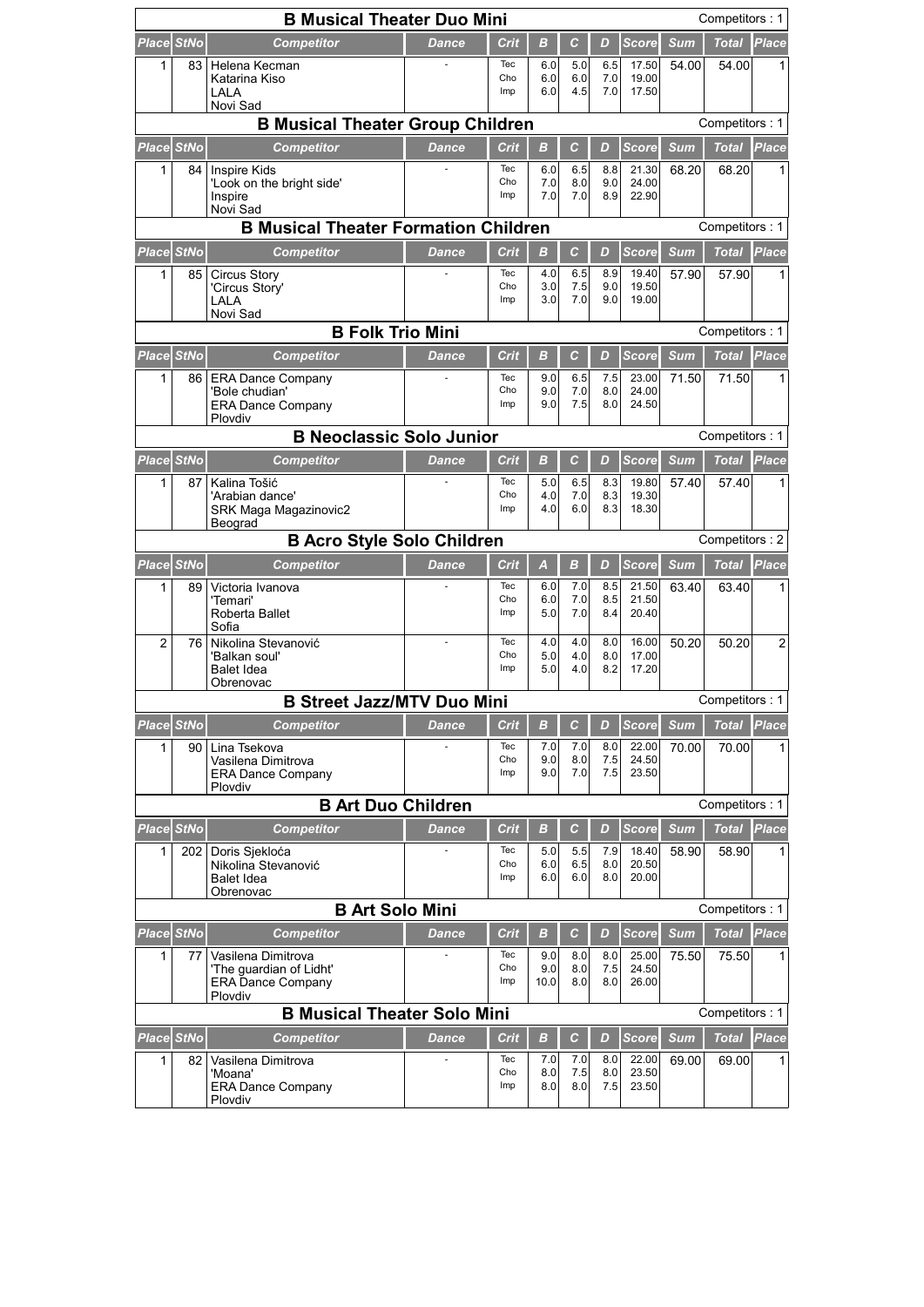## B Musical Theater Duo Mini

Competitors : 1

| Place | StNo | Competitor | Dance | Crit | B | C | D | Score | Sum | Total | Place |
|---|---|---|---|---|---|---|---|---|---|---|---|
| 1 | 83 | Helena Kecman<br>Katarina Kiso<br>LALA<br>Novi Sad | - | Tec<br>Cho<br>Imp | 6.0<br>6.0<br>6.0 | 5.0<br>6.0<br>4.5 | 6.5<br>7.0<br>7.0 | 17.50<br>19.00<br>17.50 | 54.00 | 54.00 | 1 |

## B Musical Theater Group Children

Competitors : 1

| Place | StNo | Competitor | Dance | Crit | B | C | D | Score | Sum | Total | Place |
|---|---|---|---|---|---|---|---|---|---|---|---|
| 1 | 84 | Inspire Kids<br>'Look on the bright side'<br>Inspire<br>Novi Sad | - | Tec<br>Cho<br>Imp | 6.0<br>7.0<br>7.0 | 6.5<br>8.0<br>7.0 | 8.8<br>9.0<br>8.9 | 21.30<br>24.00<br>22.90 | 68.20 | 68.20 | 1 |

## B Musical Theater Formation Children

Competitors : 1

| Place | StNo | Competitor | Dance | Crit | B | C | D | Score | Sum | Total | Place |
|---|---|---|---|---|---|---|---|---|---|---|---|
| 1 | 85 | Circus Story<br>'Circus Story'<br>LALA<br>Novi Sad | - | Tec<br>Cho<br>Imp | 4.0<br>3.0<br>3.0 | 6.5<br>7.5<br>7.0 | 8.9<br>9.0<br>9.0 | 19.40<br>19.50<br>19.00 | 57.90 | 57.90 | 1 |

## B Folk Trio Mini

Competitors : 1

| Place | StNo | Competitor | Dance | Crit | B | C | D | Score | Sum | Total | Place |
|---|---|---|---|---|---|---|---|---|---|---|---|
| 1 | 86 | ERA Dance Company<br>'Bole chudian'<br>ERA Dance Company<br>Plovdiv | - | Tec<br>Cho<br>Imp | 9.0<br>9.0<br>9.0 | 6.5<br>7.0<br>7.5 | 7.5<br>8.0<br>8.0 | 23.00<br>24.00<br>24.50 | 71.50 | 71.50 | 1 |

## B Neoclassic Solo Junior

Competitors : 1

| Place | StNo | Competitor | Dance | Crit | B | C | D | Score | Sum | Total | Place |
|---|---|---|---|---|---|---|---|---|---|---|---|
| 1 | 87 | Kalina Tošić<br>'Arabian dance'<br>SRK Maga Magazinovic2<br>Beograd | - | Tec<br>Cho<br>Imp | 5.0<br>4.0<br>4.0 | 6.5<br>7.0<br>6.0 | 8.3<br>8.3<br>8.3 | 19.80<br>19.30<br>18.30 | 57.40 | 57.40 | 1 |

## B Acro Style Solo Children

Competitors : 2

| Place | StNo | Competitor | Dance | Crit | A | B | D | Score | Sum | Total | Place |
|---|---|---|---|---|---|---|---|---|---|---|---|
| 1 | 89 | Victoria Ivanova<br>'Temari'<br>Roberta Ballet<br>Sofia | - | Tec<br>Cho<br>Imp | 6.0<br>6.0<br>5.0 | 7.0<br>7.0<br>7.0 | 8.5<br>8.5<br>8.4 | 21.50<br>21.50<br>20.40 | 63.40 | 63.40 | 1 |
| 2 | 76 | Nikolina Stevanović<br>'Balkan soul'<br>Balet Idea<br>Obrenovac | - | Tec<br>Cho<br>Imp | 4.0<br>5.0<br>5.0 | 4.0<br>4.0<br>4.0 | 8.0<br>8.0<br>8.2 | 16.00<br>17.00<br>17.20 | 50.20 | 50.20 | 2 |

## B Street Jazz/MTV Duo Mini

Competitors : 1

| Place | StNo | Competitor | Dance | Crit | B | C | D | Score | Sum | Total | Place |
|---|---|---|---|---|---|---|---|---|---|---|---|
| 1 | 90 | Lina Tsekova<br>Vasilena Dimitrova<br>ERA Dance Company<br>Plovdiv | - | Tec<br>Cho<br>Imp | 7.0<br>9.0<br>9.0 | 7.0<br>8.0<br>7.0 | 8.0<br>7.5<br>7.5 | 22.00<br>24.50<br>23.50 | 70.00 | 70.00 | 1 |

## B Art Duo Children

Competitors : 1

| Place | StNo | Competitor | Dance | Crit | B | C | D | Score | Sum | Total | Place |
|---|---|---|---|---|---|---|---|---|---|---|---|
| 1 | 202 | Doris Sjekloća<br>Nikolina Stevanović<br>Balet Idea<br>Obrenovac | - | Tec<br>Cho<br>Imp | 5.0<br>6.0<br>6.0 | 5.5<br>6.5<br>6.0 | 7.9<br>8.0<br>8.0 | 18.40<br>20.50<br>20.00 | 58.90 | 58.90 | 1 |

## B Art Solo Mini

Competitors : 1

| Place | StNo | Competitor | Dance | Crit | B | C | D | Score | Sum | Total | Place |
|---|---|---|---|---|---|---|---|---|---|---|---|
| 1 | 77 | Vasilena Dimitrova<br>'The guardian of Lidht'<br>ERA Dance Company<br>Plovdiv | - | Tec<br>Cho<br>Imp | 9.0<br>9.0<br>10.0 | 8.0<br>8.0<br>8.0 | 8.0<br>7.5<br>8.0 | 25.00<br>24.50<br>26.00 | 75.50 | 75.50 | 1 |

## B Musical Theater Solo Mini

Competitors : 1

| Place | StNo | Competitor | Dance | Crit | B | C | D | Score | Sum | Total | Place |
|---|---|---|---|---|---|---|---|---|---|---|---|
| 1 | 82 | Vasilena Dimitrova<br>'Moana'<br>ERA Dance Company<br>Plovdiv | - | Tec<br>Cho<br>Imp | 7.0<br>8.0<br>8.0 | 7.0<br>7.5<br>8.0 | 8.0<br>8.0<br>7.5 | 22.00<br>23.50<br>23.50 | 69.00 | 69.00 | 1 |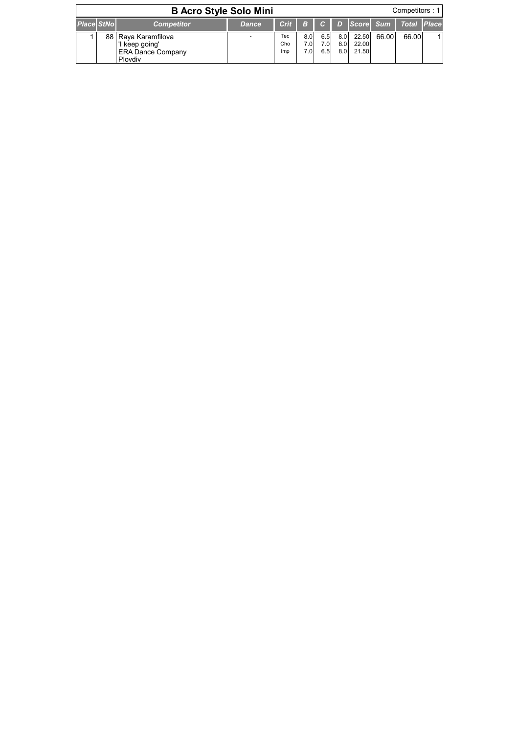## B Acro Style Solo Mini

Competitors : 1

| Place | StNo | Competitor | Dance | Crit | B | C | D | Score | Sum | Total | Place |
|---|---|---|---|---|---|---|---|---|---|---|---|
| 1 | 88 | Raya Karamfilova<br>'I keep going'<br>ERA Dance Company<br>Plovdiv | - | Tec<br>Cho<br>Imp | 8.0<br>7.0<br>7.0 | 6.5<br>7.0<br>6.5 | 8.0<br>8.0<br>8.0 | 22.50<br>22.00<br>21.50 | 66.00 | 66.00 | 1 |